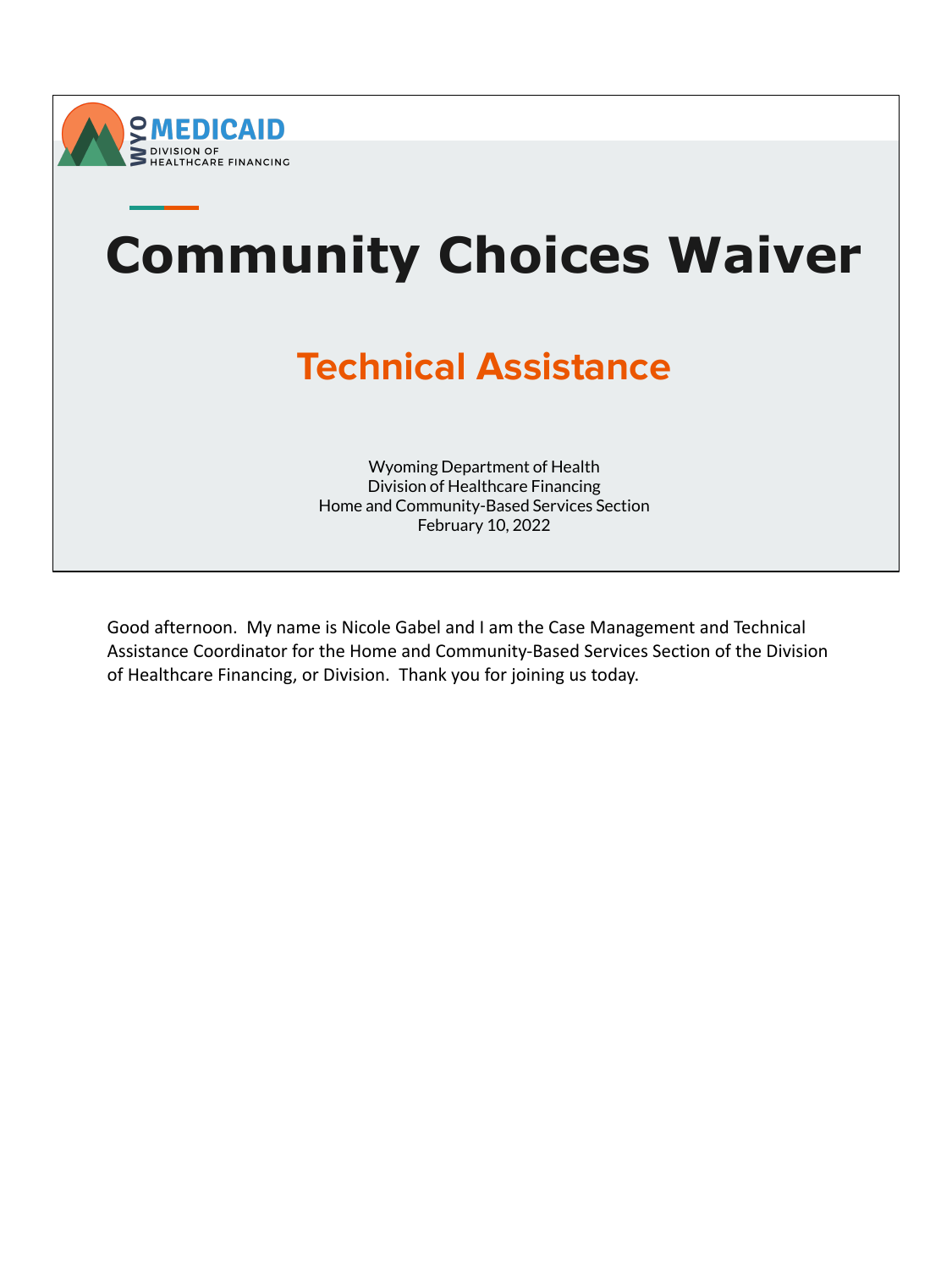WYO MEDICAID
DIVISION OF HEALTHCARE FINANCING

# Community Choices Waiver

## Technical Assistance

Wyoming Department of Health
Division of Healthcare Financing
Home and Community-Based Services Section
February 10, 2022

Good afternoon. My name is Nicole Gabel and I am the Case Management and Technical Assistance Coordinator for the Home and Community-Based Services Section of the Division of Healthcare Financing, or Division. Thank you for joining us today.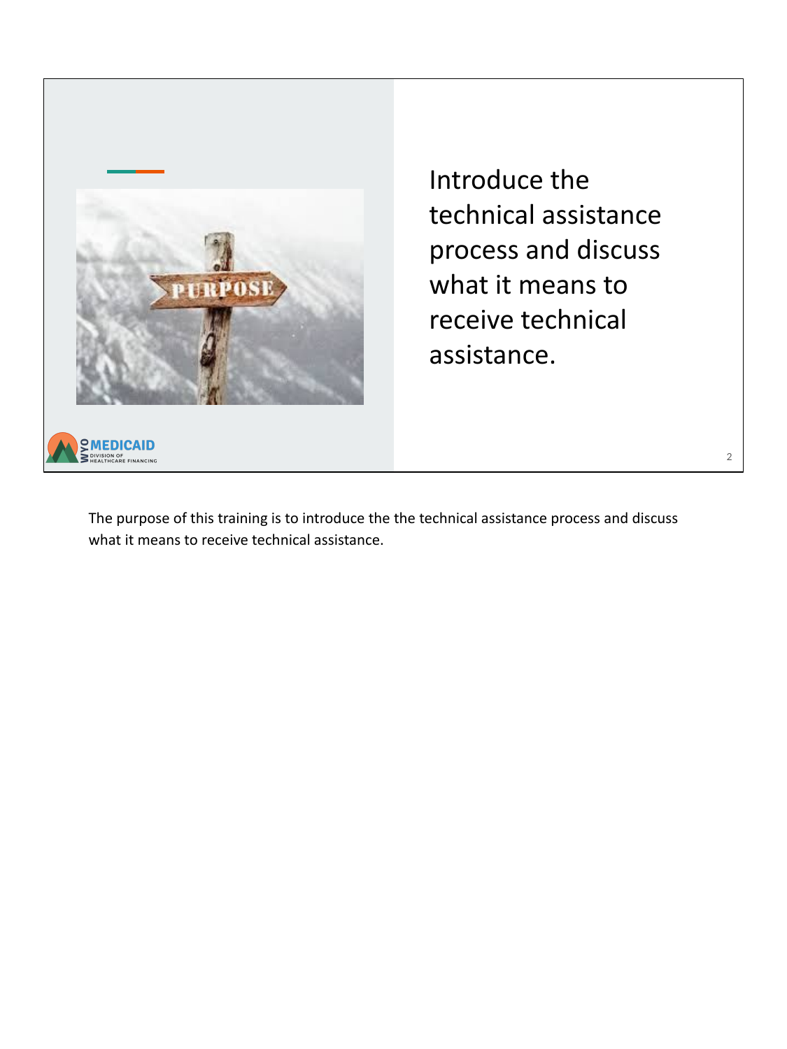Introduce the technical assistance process and discuss what it means to receive technical assistance.

The purpose of this training is to introduce the the technical assistance process and discuss what it means to receive technical assistance.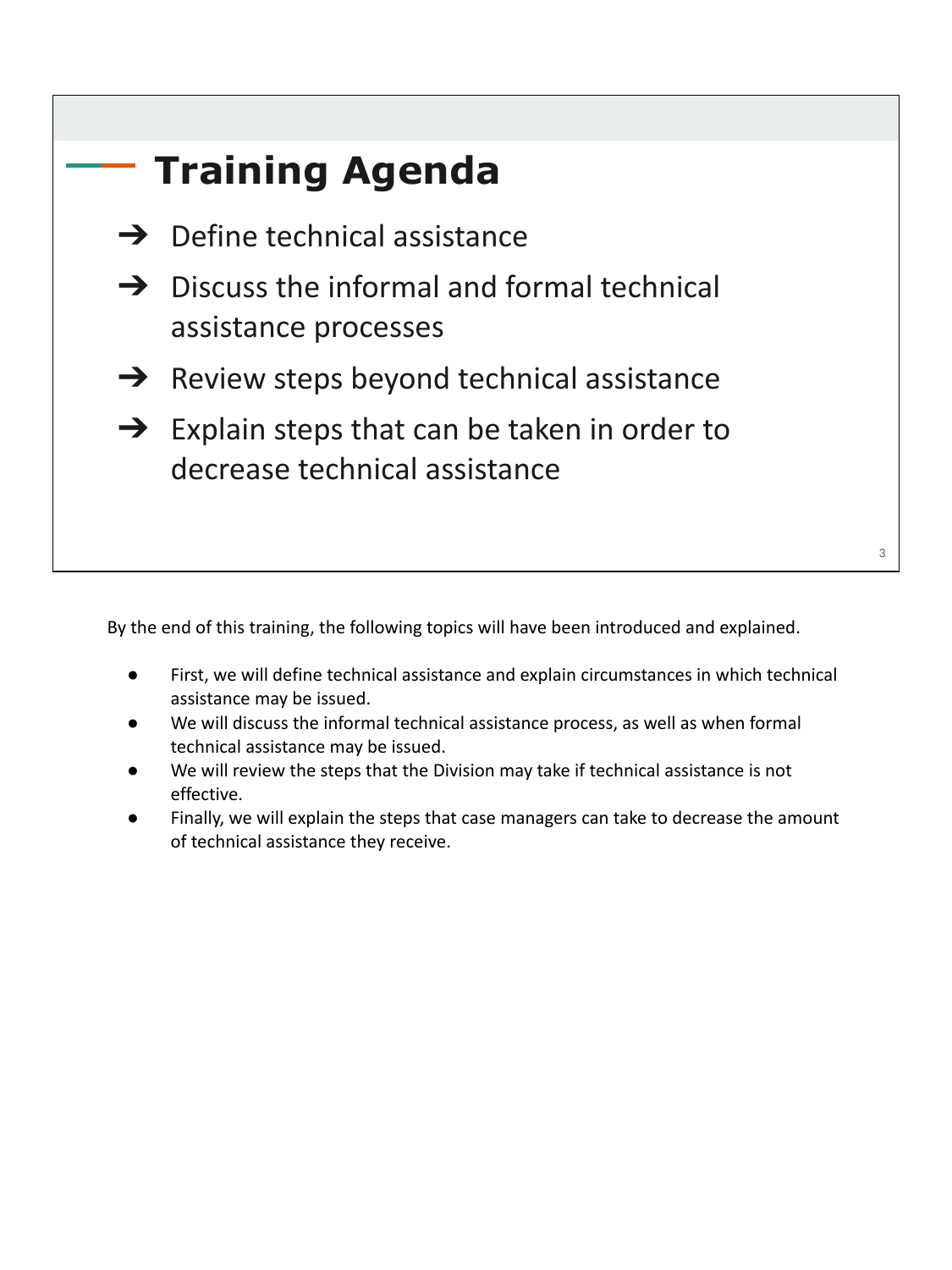## Training Agenda

- ➔ Define technical assistance
- ➔ Discuss the informal and formal technical assistance processes
- ➔ Review steps beyond technical assistance
- ➔ Explain steps that can be taken in order to decrease technical assistance

By the end of this training, the following topics will have been introduced and explained.

- First, we will define technical assistance and explain circumstances in which technical assistance may be issued.
- We will discuss the informal technical assistance process, as well as when formal technical assistance may be issued.
- We will review the steps that the Division may take if technical assistance is not effective.
- Finally, we will explain the steps that case managers can take to decrease the amount of technical assistance they receive.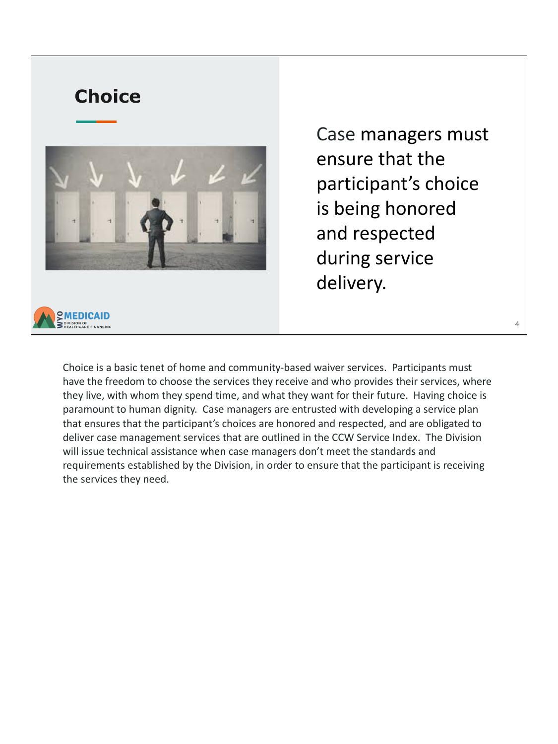## Choice

Case managers must ensure that the participant's choice is being honored and respected during service delivery.

Choice is a basic tenet of home and community-based waiver services. Participants must have the freedom to choose the services they receive and who provides their services, where they live, with whom they spend time, and what they want for their future. Having choice is paramount to human dignity. Case managers are entrusted with developing a service plan that ensures that the participant's choices are honored and respected, and are obligated to deliver case management services that are outlined in the CCW Service Index. The Division will issue technical assistance when case managers don't meet the standards and requirements established by the Division, in order to ensure that the participant is receiving the services they need.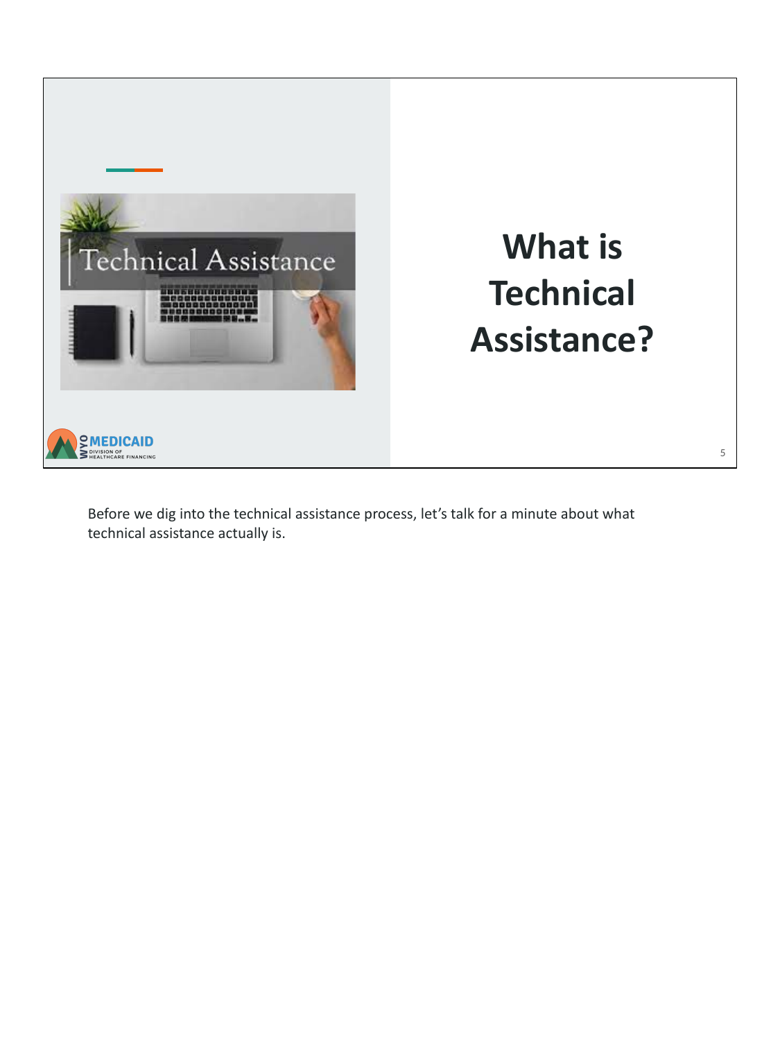# What is Technical Assistance?

Before we dig into the technical assistance process, let's talk for a minute about what technical assistance actually is.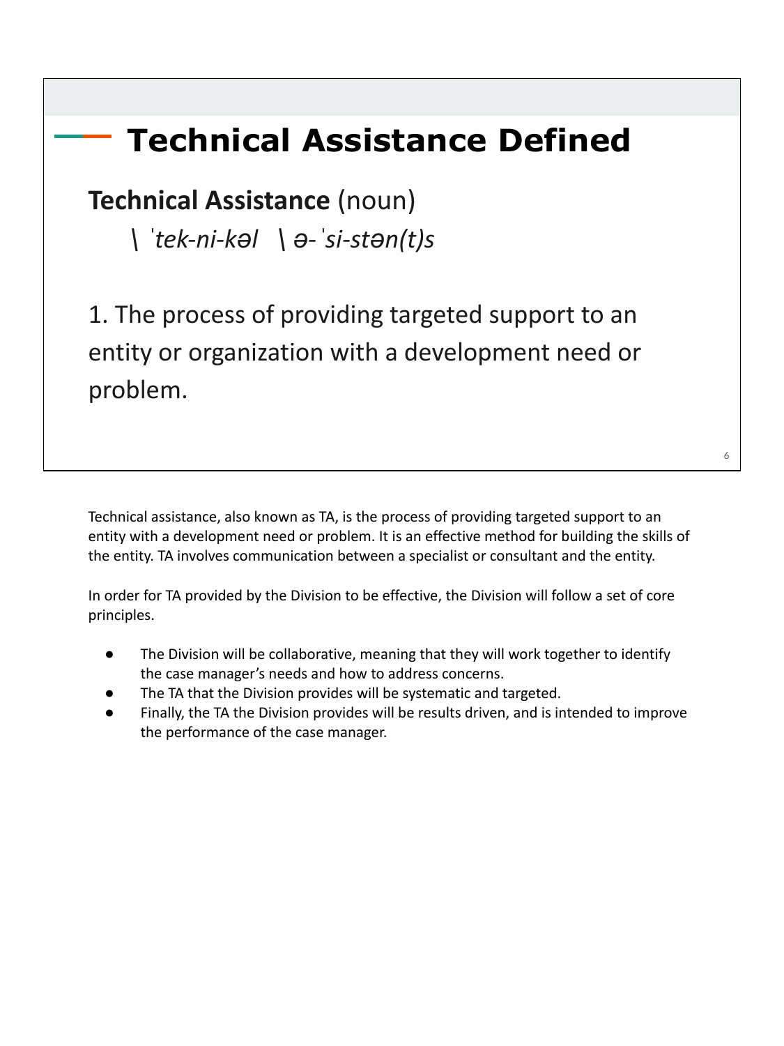# Technical Assistance Defined

**Technical Assistance** (noun)

*\ ˈtek-ni-kəl \ ə-ˈsi-stən(t)s*

1. The process of providing targeted support to an entity or organization with a development need or problem.

Technical assistance, also known as TA, is the process of providing targeted support to an entity with a development need or problem. It is an effective method for building the skills of the entity. TA involves communication between a specialist or consultant and the entity.

In order for TA provided by the Division to be effective, the Division will follow a set of core principles.

- The Division will be collaborative, meaning that they will work together to identify the case manager's needs and how to address concerns.
- The TA that the Division provides will be systematic and targeted.
- Finally, the TA the Division provides will be results driven, and is intended to improve the performance of the case manager.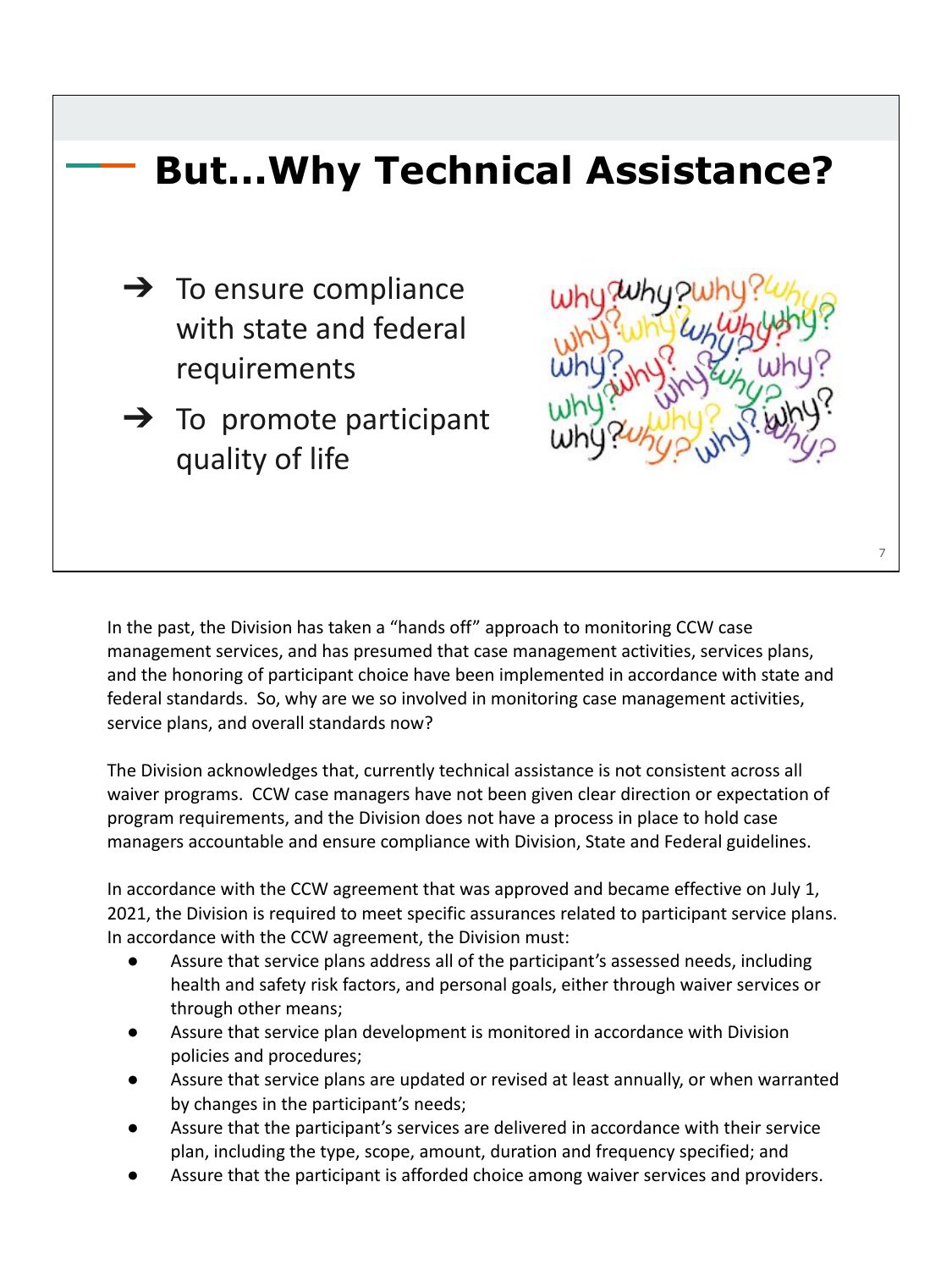## But...Why Technical Assistance?

- ➔ To ensure compliance with state and federal requirements
- ➔ To promote participant quality of life

In the past, the Division has taken a "hands off" approach to monitoring CCW case management services, and has presumed that case management activities, services plans, and the honoring of participant choice have been implemented in accordance with state and federal standards. So, why are we so involved in monitoring case management activities, service plans, and overall standards now?

The Division acknowledges that, currently technical assistance is not consistent across all waiver programs. CCW case managers have not been given clear direction or expectation of program requirements, and the Division does not have a process in place to hold case managers accountable and ensure compliance with Division, State and Federal guidelines.

In accordance with the CCW agreement that was approved and became effective on July 1, 2021, the Division is required to meet specific assurances related to participant service plans. In accordance with the CCW agreement, the Division must:

- Assure that service plans address all of the participant's assessed needs, including health and safety risk factors, and personal goals, either through waiver services or through other means;
- Assure that service plan development is monitored in accordance with Division policies and procedures;
- Assure that service plans are updated or revised at least annually, or when warranted by changes in the participant's needs;
- Assure that the participant's services are delivered in accordance with their service plan, including the type, scope, amount, duration and frequency specified; and
- Assure that the participant is afforded choice among waiver services and providers.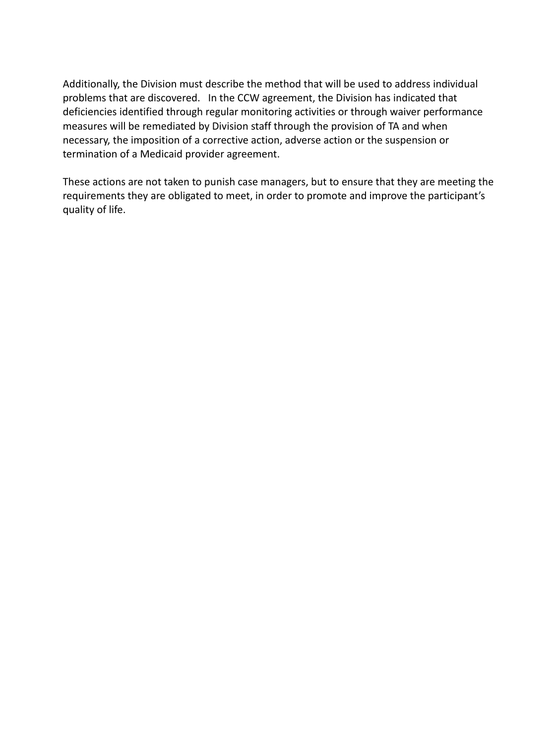Additionally, the Division must describe the method that will be used to address individual problems that are discovered. In the CCW agreement, the Division has indicated that deficiencies identified through regular monitoring activities or through waiver performance measures will be remediated by Division staff through the provision of TA and when necessary, the imposition of a corrective action, adverse action or the suspension or termination of a Medicaid provider agreement.

These actions are not taken to punish case managers, but to ensure that they are meeting the requirements they are obligated to meet, in order to promote and improve the participant's quality of life.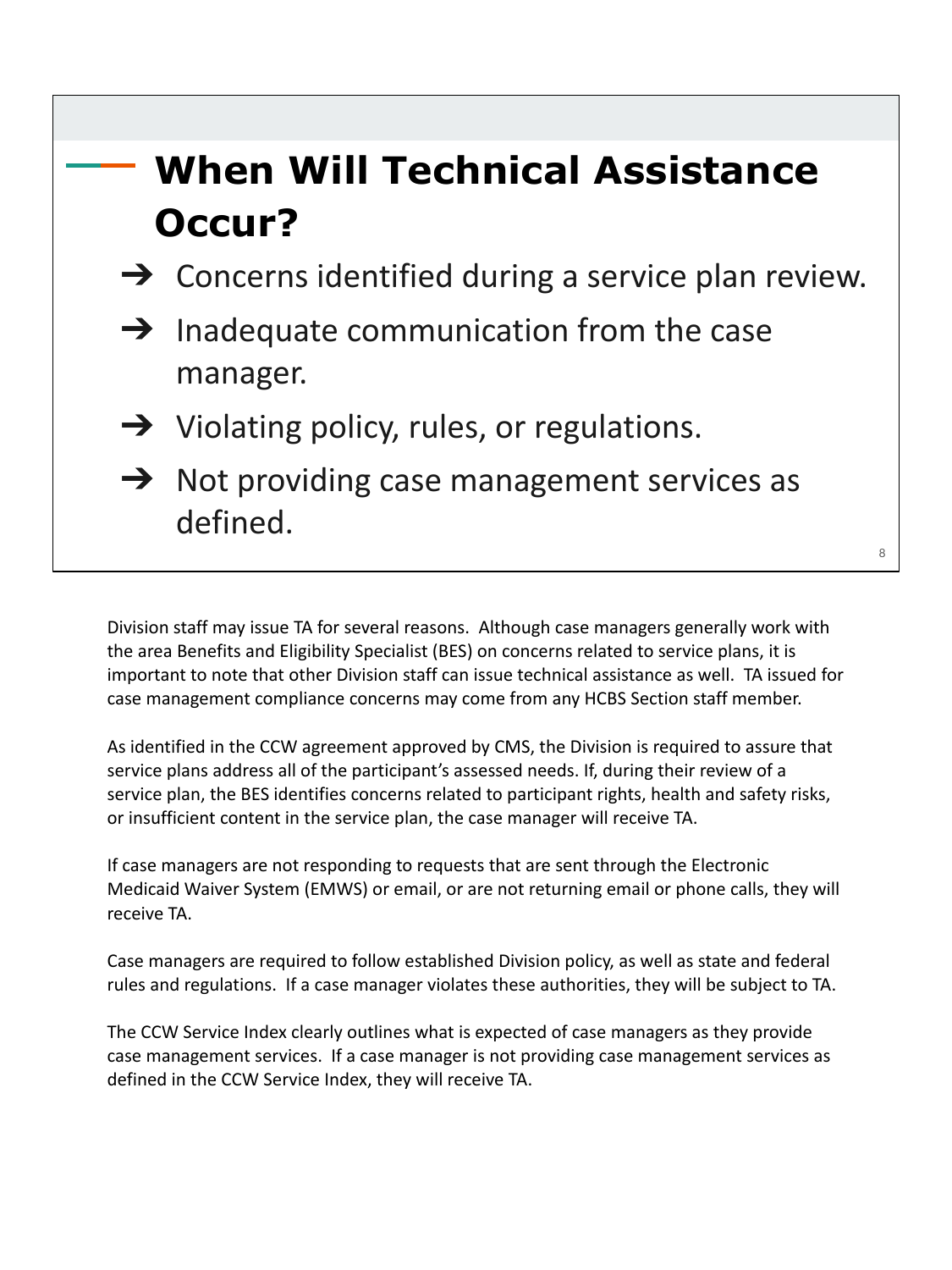## When Will Technical Assistance Occur?

- Concerns identified during a service plan review.
- Inadequate communication from the case manager.
- Violating policy, rules, or regulations.
- Not providing case management services as defined.

Division staff may issue TA for several reasons. Although case managers generally work with the area Benefits and Eligibility Specialist (BES) on concerns related to service plans, it is important to note that other Division staff can issue technical assistance as well. TA issued for case management compliance concerns may come from any HCBS Section staff member.

As identified in the CCW agreement approved by CMS, the Division is required to assure that service plans address all of the participant's assessed needs. If, during their review of a service plan, the BES identifies concerns related to participant rights, health and safety risks, or insufficient content in the service plan, the case manager will receive TA.

If case managers are not responding to requests that are sent through the Electronic Medicaid Waiver System (EMWS) or email, or are not returning email or phone calls, they will receive TA.

Case managers are required to follow established Division policy, as well as state and federal rules and regulations. If a case manager violates these authorities, they will be subject to TA.

The CCW Service Index clearly outlines what is expected of case managers as they provide case management services. If a case manager is not providing case management services as defined in the CCW Service Index, they will receive TA.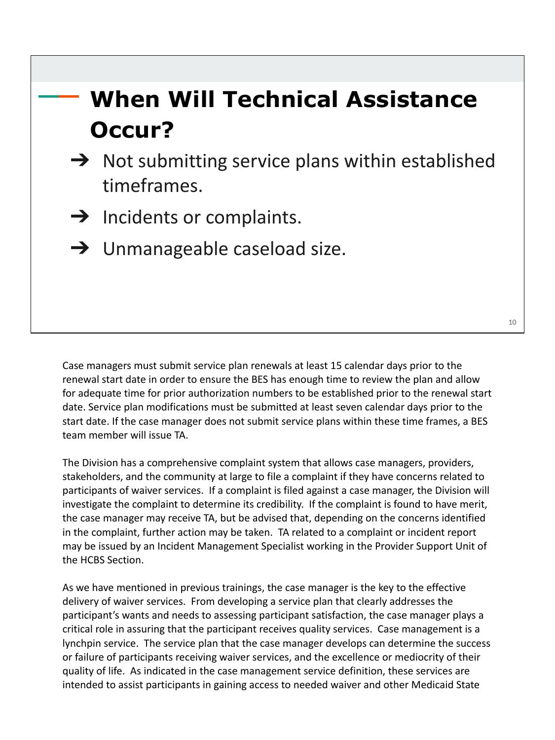## When Will Technical Assistance Occur?

- Not submitting service plans within established timeframes.
- Incidents or complaints.
- Unmanageable caseload size.

Case managers must submit service plan renewals at least 15 calendar days prior to the renewal start date in order to ensure the BES has enough time to review the plan and allow for adequate time for prior authorization numbers to be established prior to the renewal start date. Service plan modifications must be submitted at least seven calendar days prior to the start date. If the case manager does not submit service plans within these time frames, a BES team member will issue TA.

The Division has a comprehensive complaint system that allows case managers, providers, stakeholders, and the community at large to file a complaint if they have concerns related to participants of waiver services. If a complaint is filed against a case manager, the Division will investigate the complaint to determine its credibility. If the complaint is found to have merit, the case manager may receive TA, but be advised that, depending on the concerns identified in the complaint, further action may be taken. TA related to a complaint or incident report may be issued by an Incident Management Specialist working in the Provider Support Unit of the HCBS Section.

As we have mentioned in previous trainings, the case manager is the key to the effective delivery of waiver services. From developing a service plan that clearly addresses the participant's wants and needs to assessing participant satisfaction, the case manager plays a critical role in assuring that the participant receives quality services. Case management is a lynchpin service. The service plan that the case manager develops can determine the success or failure of participants receiving waiver services, and the excellence or mediocrity of their quality of life. As indicated in the case management service definition, these services are intended to assist participants in gaining access to needed waiver and other Medicaid State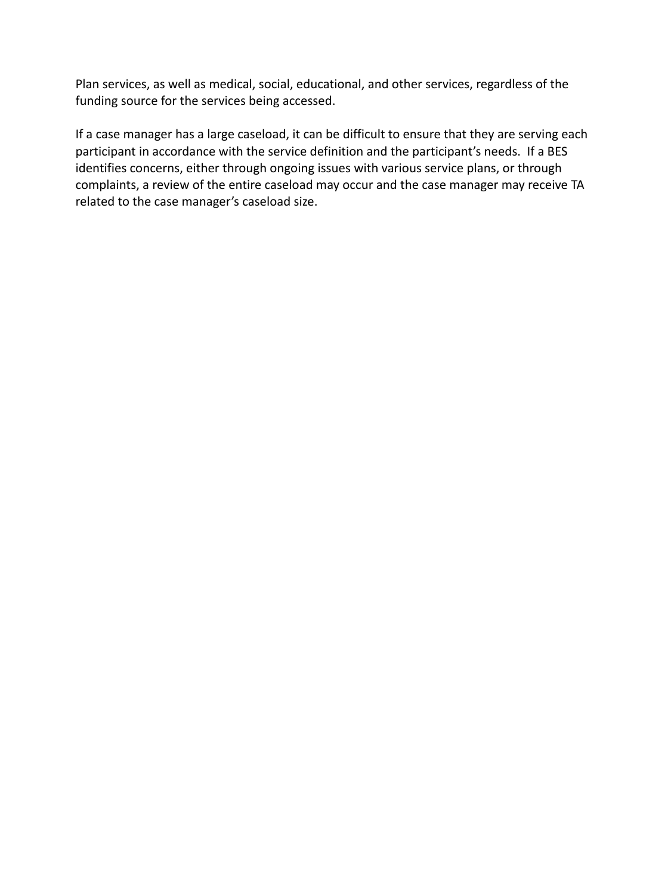Plan services, as well as medical, social, educational, and other services, regardless of the funding source for the services being accessed.

If a case manager has a large caseload, it can be difficult to ensure that they are serving each participant in accordance with the service definition and the participant's needs.  If a BES identifies concerns, either through ongoing issues with various service plans, or through complaints, a review of the entire caseload may occur and the case manager may receive TA related to the case manager's caseload size.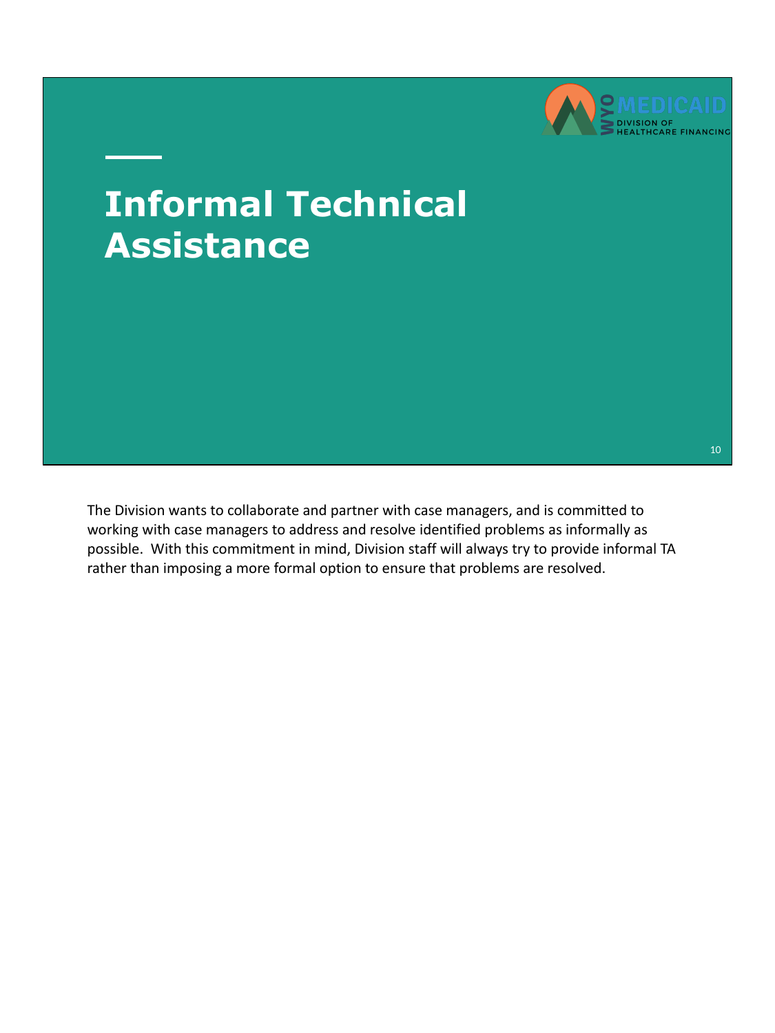# Informal Technical Assistance

The Division wants to collaborate and partner with case managers, and is committed to working with case managers to address and resolve identified problems as informally as possible. With this commitment in mind, Division staff will always try to provide informal TA rather than imposing a more formal option to ensure that problems are resolved.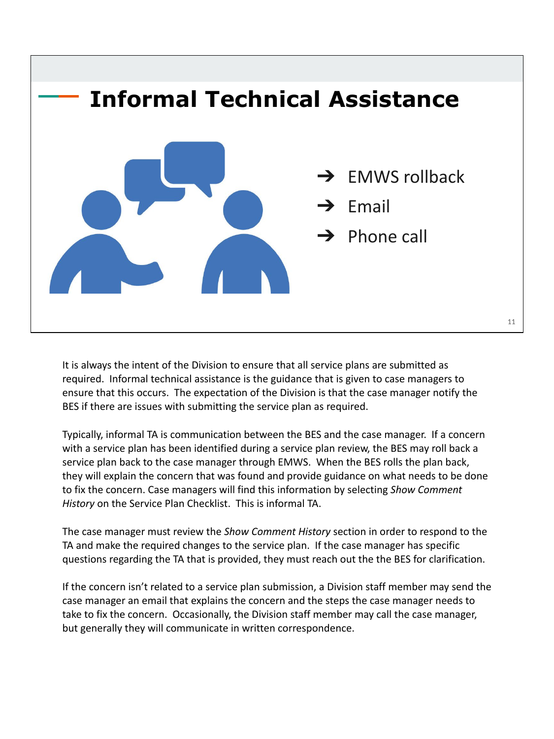# Informal Technical Assistance

- ➔ EMWS rollback
- ➔ Email
- ➔ Phone call

It is always the intent of the Division to ensure that all service plans are submitted as required. Informal technical assistance is the guidance that is given to case managers to ensure that this occurs. The expectation of the Division is that the case manager notify the BES if there are issues with submitting the service plan as required.

Typically, informal TA is communication between the BES and the case manager. If a concern with a service plan has been identified during a service plan review, the BES may roll back a service plan back to the case manager through EMWS. When the BES rolls the plan back, they will explain the concern that was found and provide guidance on what needs to be done to fix the concern. Case managers will find this information by selecting *Show Comment History* on the Service Plan Checklist. This is informal TA.

The case manager must review the *Show Comment History* section in order to respond to the TA and make the required changes to the service plan. If the case manager has specific questions regarding the TA that is provided, they must reach out the the BES for clarification.

If the concern isn't related to a service plan submission, a Division staff member may send the case manager an email that explains the concern and the steps the case manager needs to take to fix the concern. Occasionally, the Division staff member may call the case manager, but generally they will communicate in written correspondence.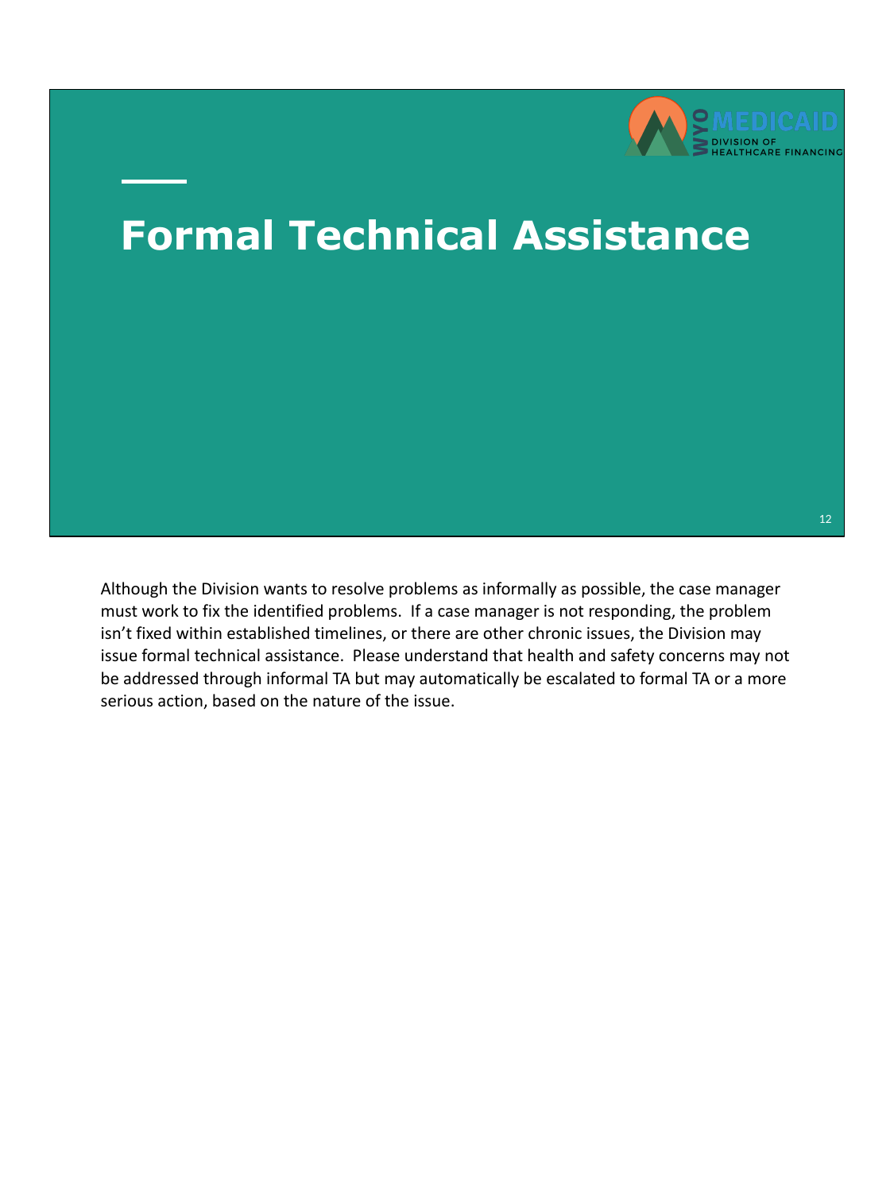# Formal Technical Assistance

Although the Division wants to resolve problems as informally as possible, the case manager must work to fix the identified problems. If a case manager is not responding, the problem isn't fixed within established timelines, or there are other chronic issues, the Division may issue formal technical assistance. Please understand that health and safety concerns may not be addressed through informal TA but may automatically be escalated to formal TA or a more serious action, based on the nature of the issue.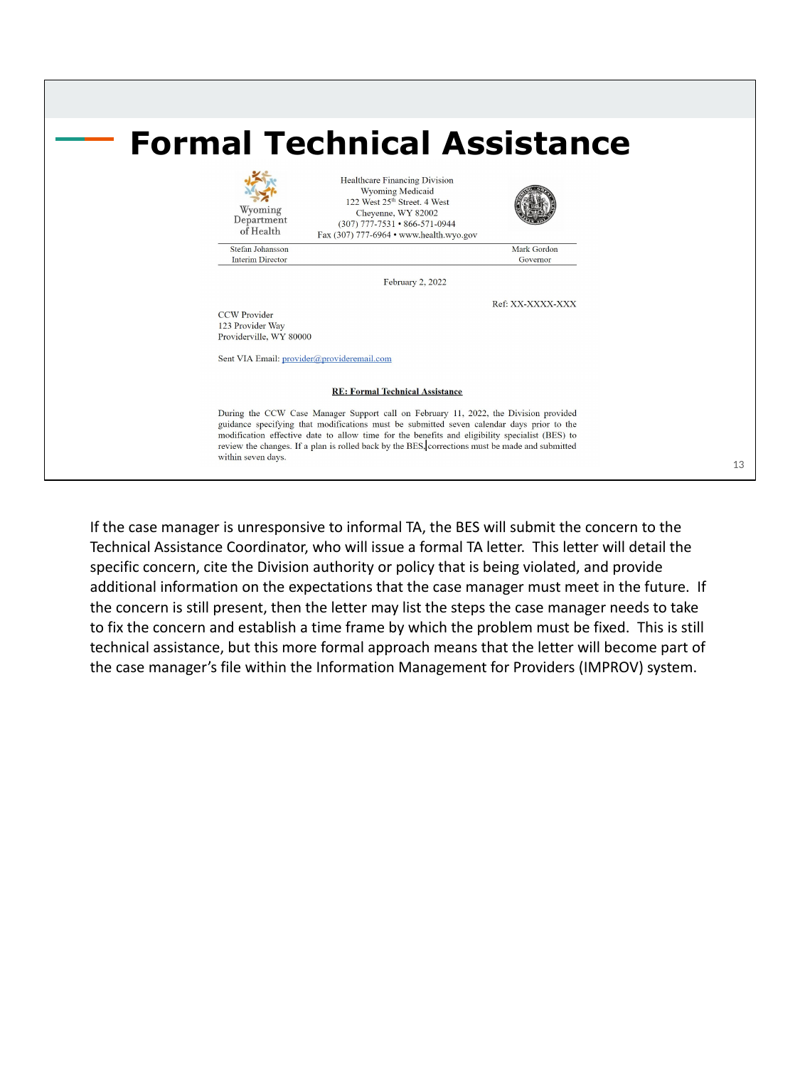# Formal Technical Assistance

Healthcare Financing Division
Wyoming Medicaid
122 West 25th Street. 4 West
Cheyenne, WY 82002
(307) 777-7531 • 866-571-0944
Fax (307) 777-6964 • www.health.wyo.gov

Wyoming Department of Health

Stefan Johansson
Interim Director

Mark Gordon
Governor

February 2, 2022

Ref: XX-XXXX-XXX

CCW Provider
123 Provider Way
Providerville, WY 80000

Sent VIA Email: provider@provideremail.com

**RE: Formal Technical Assistance**

During the CCW Case Manager Support call on February 11, 2022, the Division provided guidance specifying that modifications must be submitted seven calendar days prior to the modification effective date to allow time for the benefits and eligibility specialist (BES) to review the changes. If a plan is rolled back by the BES, corrections must be made and submitted within seven days.

If the case manager is unresponsive to informal TA, the BES will submit the concern to the Technical Assistance Coordinator, who will issue a formal TA letter. This letter will detail the specific concern, cite the Division authority or policy that is being violated, and provide additional information on the expectations that the case manager must meet in the future. If the concern is still present, then the letter may list the steps the case manager needs to take to fix the concern and establish a time frame by which the problem must be fixed. This is still technical assistance, but this more formal approach means that the letter will become part of the case manager's file within the Information Management for Providers (IMPROV) system.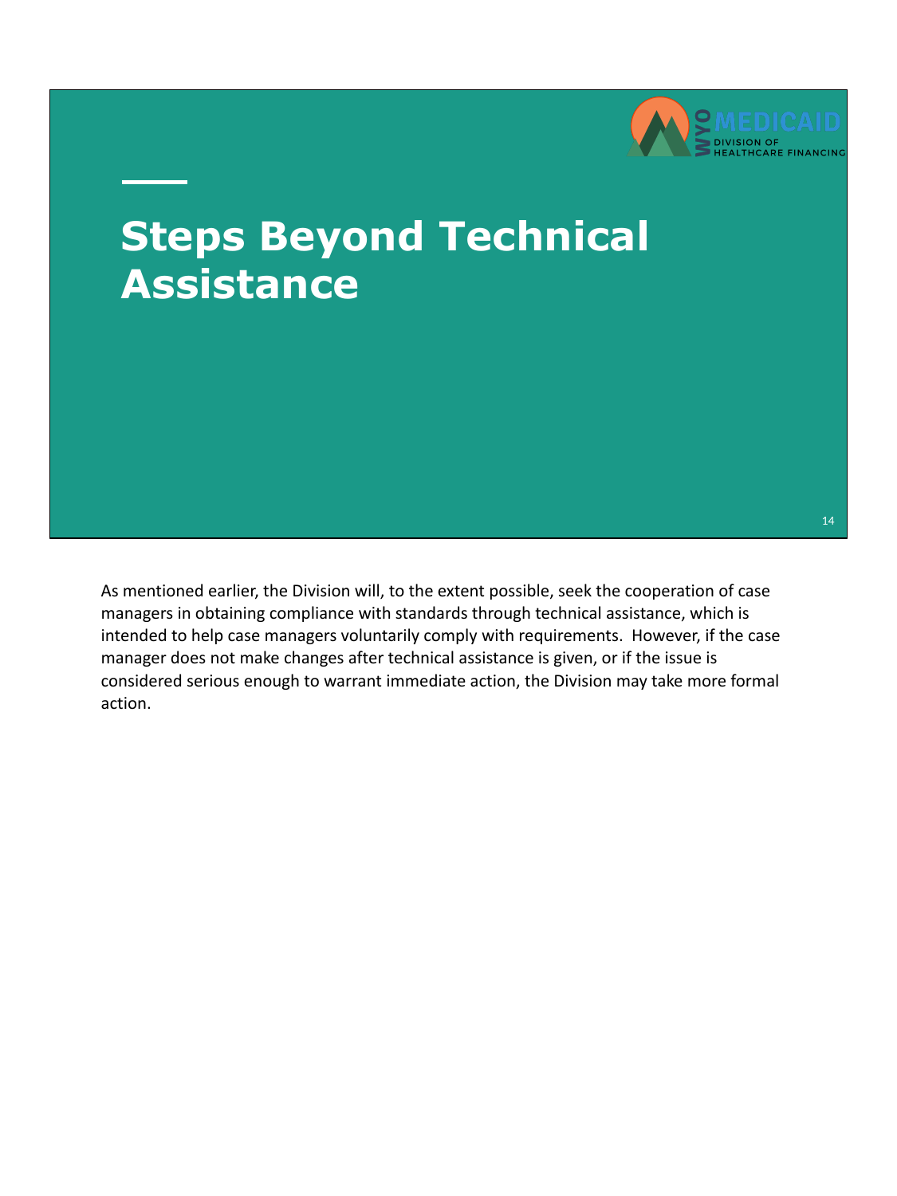# Steps Beyond Technical Assistance

As mentioned earlier, the Division will, to the extent possible, seek the cooperation of case managers in obtaining compliance with standards through technical assistance, which is intended to help case managers voluntarily comply with requirements. However, if the case manager does not make changes after technical assistance is given, or if the issue is considered serious enough to warrant immediate action, the Division may take more formal action.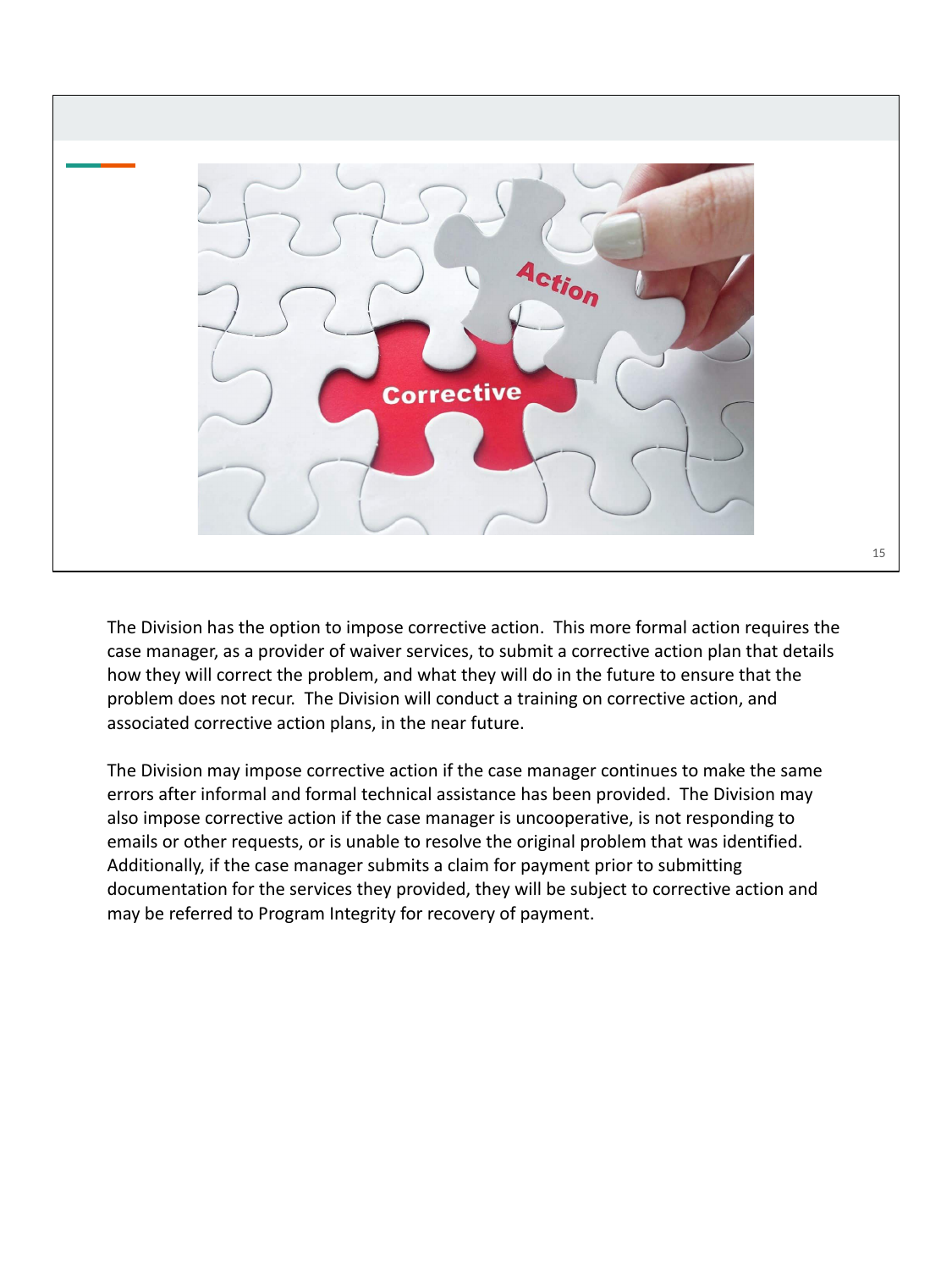The Division has the option to impose corrective action. This more formal action requires the case manager, as a provider of waiver services, to submit a corrective action plan that details how they will correct the problem, and what they will do in the future to ensure that the problem does not recur. The Division will conduct a training on corrective action, and associated corrective action plans, in the near future.

The Division may impose corrective action if the case manager continues to make the same errors after informal and formal technical assistance has been provided. The Division may also impose corrective action if the case manager is uncooperative, is not responding to emails or other requests, or is unable to resolve the original problem that was identified. Additionally, if the case manager submits a claim for payment prior to submitting documentation for the services they provided, they will be subject to corrective action and may be referred to Program Integrity for recovery of payment.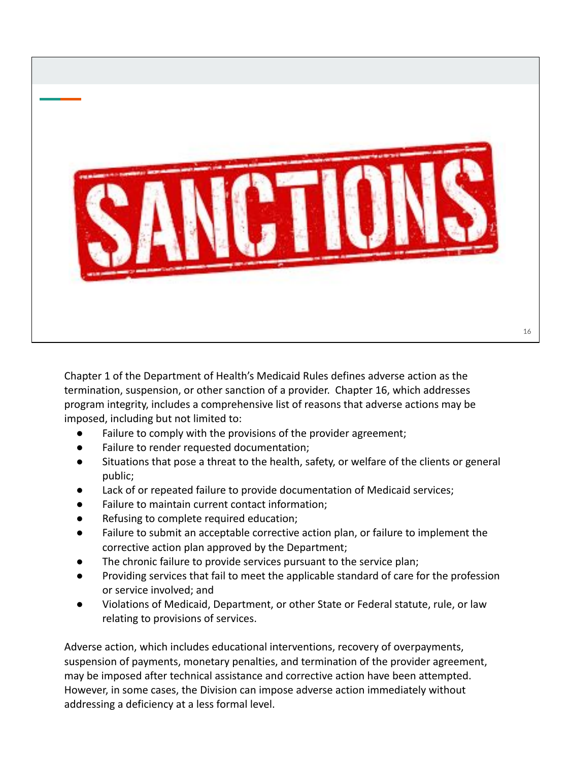SANCTIONS

Chapter 1 of the Department of Health's Medicaid Rules defines adverse action as the termination, suspension, or other sanction of a provider. Chapter 16, which addresses program integrity, includes a comprehensive list of reasons that adverse actions may be imposed, including but not limited to:

- Failure to comply with the provisions of the provider agreement;
- Failure to render requested documentation;
- Situations that pose a threat to the health, safety, or welfare of the clients or general public;
- Lack of or repeated failure to provide documentation of Medicaid services;
- Failure to maintain current contact information;
- Refusing to complete required education;
- Failure to submit an acceptable corrective action plan, or failure to implement the corrective action plan approved by the Department;
- The chronic failure to provide services pursuant to the service plan;
- Providing services that fail to meet the applicable standard of care for the profession or service involved; and
- Violations of Medicaid, Department, or other State or Federal statute, rule, or law relating to provisions of services.

Adverse action, which includes educational interventions, recovery of overpayments, suspension of payments, monetary penalties, and termination of the provider agreement, may be imposed after technical assistance and corrective action have been attempted. However, in some cases, the Division can impose adverse action immediately without addressing a deficiency at a less formal level.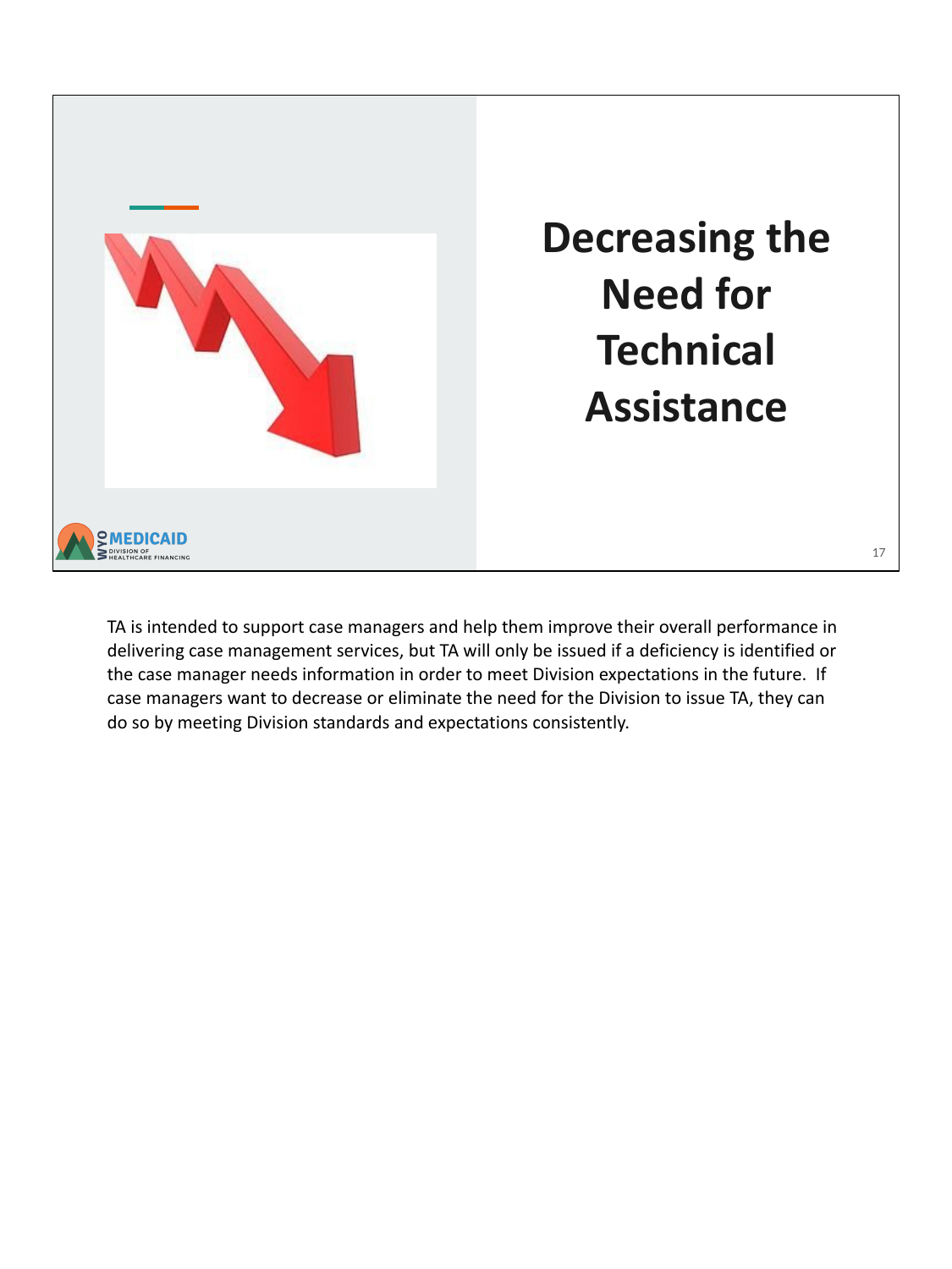# Decreasing the Need for Technical Assistance

TA is intended to support case managers and help them improve their overall performance in delivering case management services, but TA will only be issued if a deficiency is identified or the case manager needs information in order to meet Division expectations in the future. If case managers want to decrease or eliminate the need for the Division to issue TA, they can do so by meeting Division standards and expectations consistently.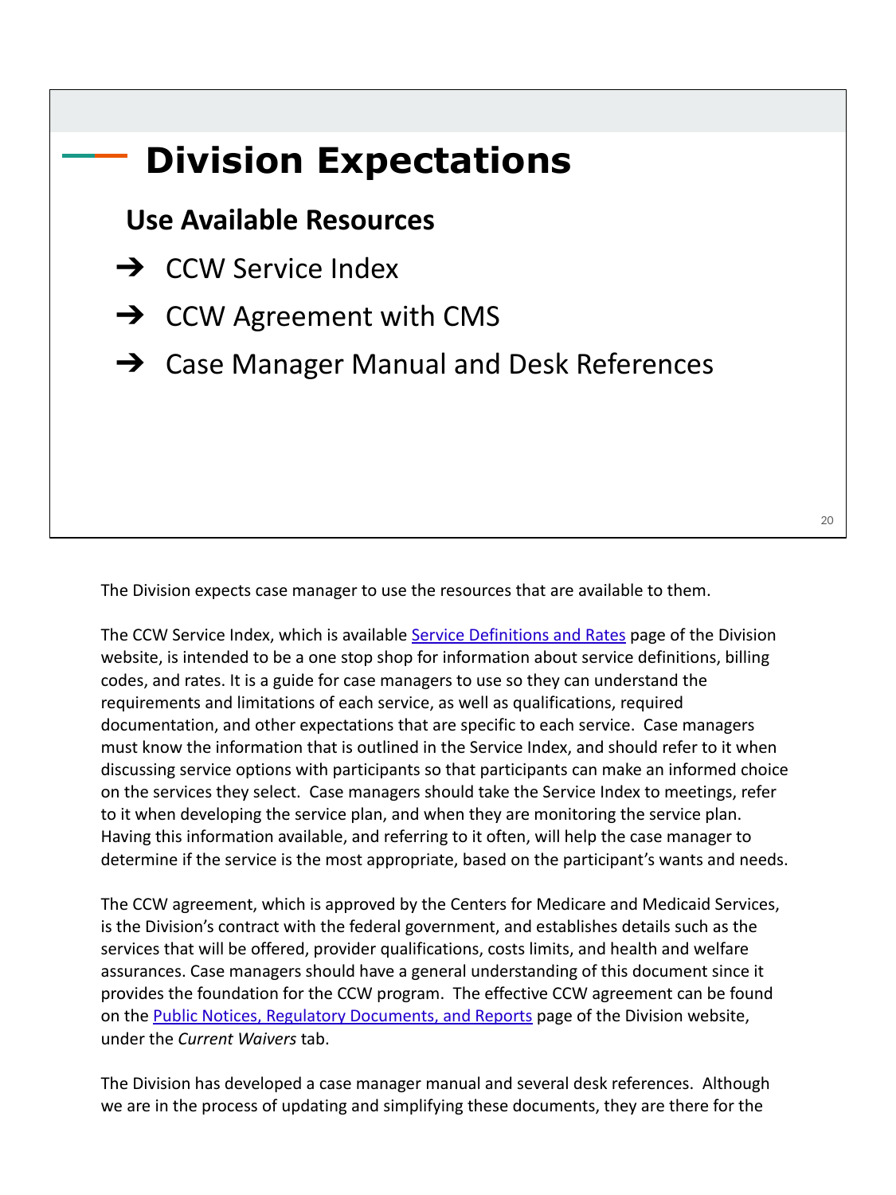# Division Expectations

## Use Available Resources

- ➔ CCW Service Index
- ➔ CCW Agreement with CMS
- ➔ Case Manager Manual and Desk References

The Division expects case manager to use the resources that are available to them.

The CCW Service Index, which is available Service Definitions and Rates page of the Division website, is intended to be a one stop shop for information about service definitions, billing codes, and rates. It is a guide for case managers to use so they can understand the requirements and limitations of each service, as well as qualifications, required documentation, and other expectations that are specific to each service. Case managers must know the information that is outlined in the Service Index, and should refer to it when discussing service options with participants so that participants can make an informed choice on the services they select. Case managers should take the Service Index to meetings, refer to it when developing the service plan, and when they are monitoring the service plan. Having this information available, and referring to it often, will help the case manager to determine if the service is the most appropriate, based on the participant's wants and needs.

The CCW agreement, which is approved by the Centers for Medicare and Medicaid Services, is the Division's contract with the federal government, and establishes details such as the services that will be offered, provider qualifications, costs limits, and health and welfare assurances. Case managers should have a general understanding of this document since it provides the foundation for the CCW program. The effective CCW agreement can be found on the Public Notices, Regulatory Documents, and Reports page of the Division website, under the *Current Waivers* tab.

The Division has developed a case manager manual and several desk references. Although we are in the process of updating and simplifying these documents, they are there for the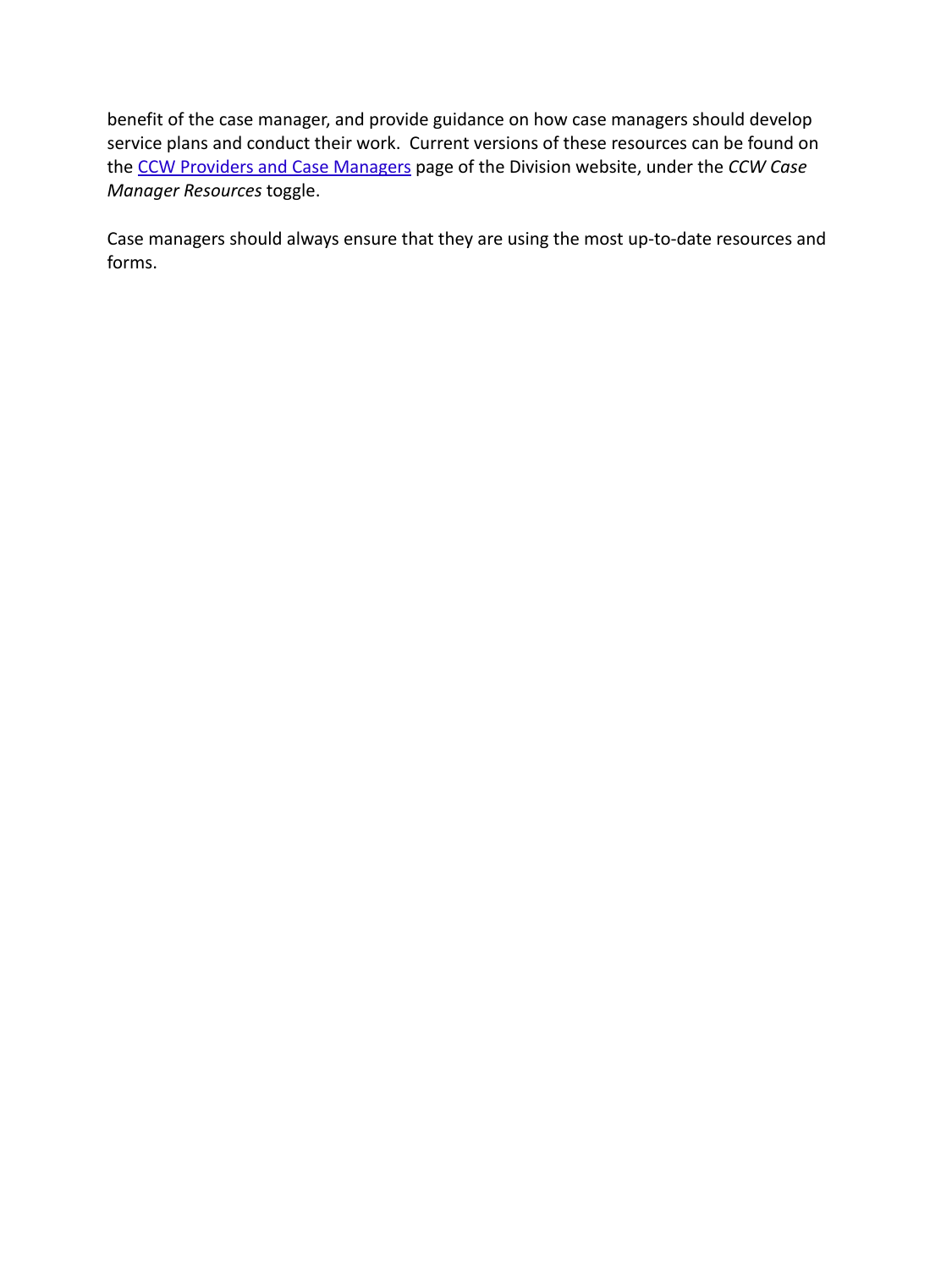benefit of the case manager, and provide guidance on how case managers should develop service plans and conduct their work. Current versions of these resources can be found on the [CCW Providers and Case Managers] page of the Division website, under the *CCW Case Manager Resources* toggle.

Case managers should always ensure that they are using the most up-to-date resources and forms.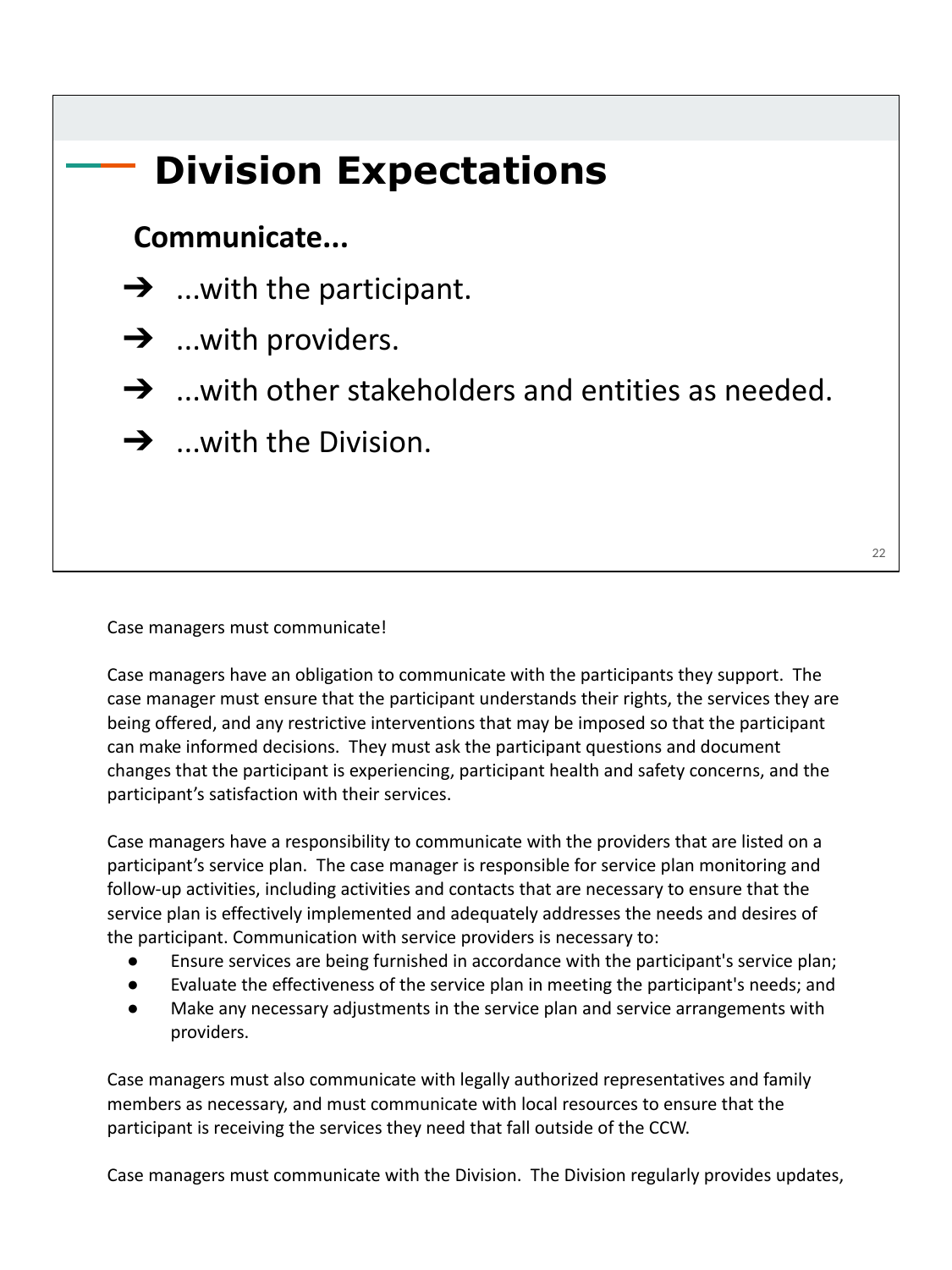# Division Expectations

**Communicate...**

- ...with the participant.
- ...with providers.
- ...with other stakeholders and entities as needed.
- ...with the Division.

Case managers must communicate!

Case managers have an obligation to communicate with the participants they support. The case manager must ensure that the participant understands their rights, the services they are being offered, and any restrictive interventions that may be imposed so that the participant can make informed decisions. They must ask the participant questions and document changes that the participant is experiencing, participant health and safety concerns, and the participant's satisfaction with their services.

Case managers have a responsibility to communicate with the providers that are listed on a participant's service plan. The case manager is responsible for service plan monitoring and follow-up activities, including activities and contacts that are necessary to ensure that the service plan is effectively implemented and adequately addresses the needs and desires of the participant. Communication with service providers is necessary to:

- Ensure services are being furnished in accordance with the participant's service plan;
- Evaluate the effectiveness of the service plan in meeting the participant's needs; and
- Make any necessary adjustments in the service plan and service arrangements with providers.

Case managers must also communicate with legally authorized representatives and family members as necessary, and must communicate with local resources to ensure that the participant is receiving the services they need that fall outside of the CCW.

Case managers must communicate with the Division. The Division regularly provides updates,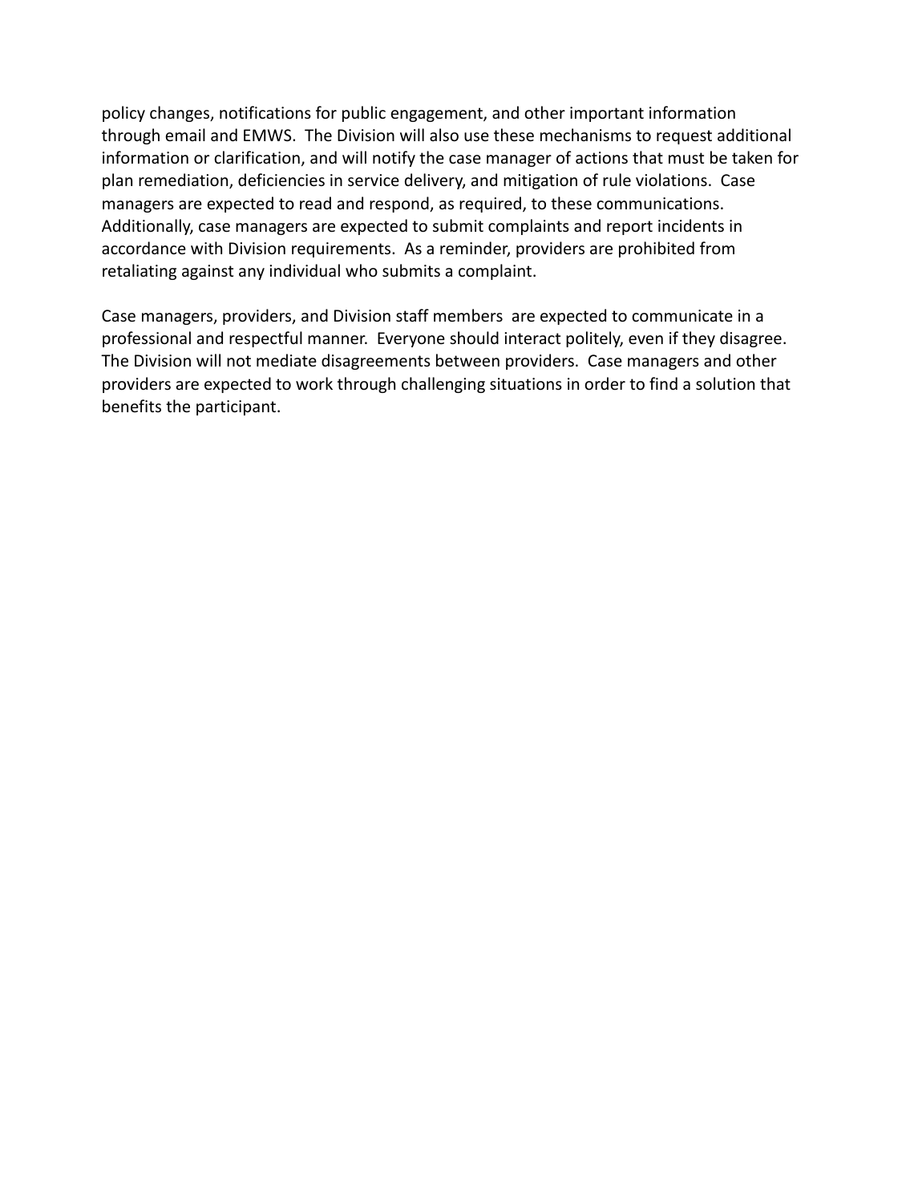policy changes, notifications for public engagement, and other important information through email and EMWS. The Division will also use these mechanisms to request additional information or clarification, and will notify the case manager of actions that must be taken for plan remediation, deficiencies in service delivery, and mitigation of rule violations. Case managers are expected to read and respond, as required, to these communications. Additionally, case managers are expected to submit complaints and report incidents in accordance with Division requirements. As a reminder, providers are prohibited from retaliating against any individual who submits a complaint.

Case managers, providers, and Division staff members are expected to communicate in a professional and respectful manner. Everyone should interact politely, even if they disagree. The Division will not mediate disagreements between providers. Case managers and other providers are expected to work through challenging situations in order to find a solution that benefits the participant.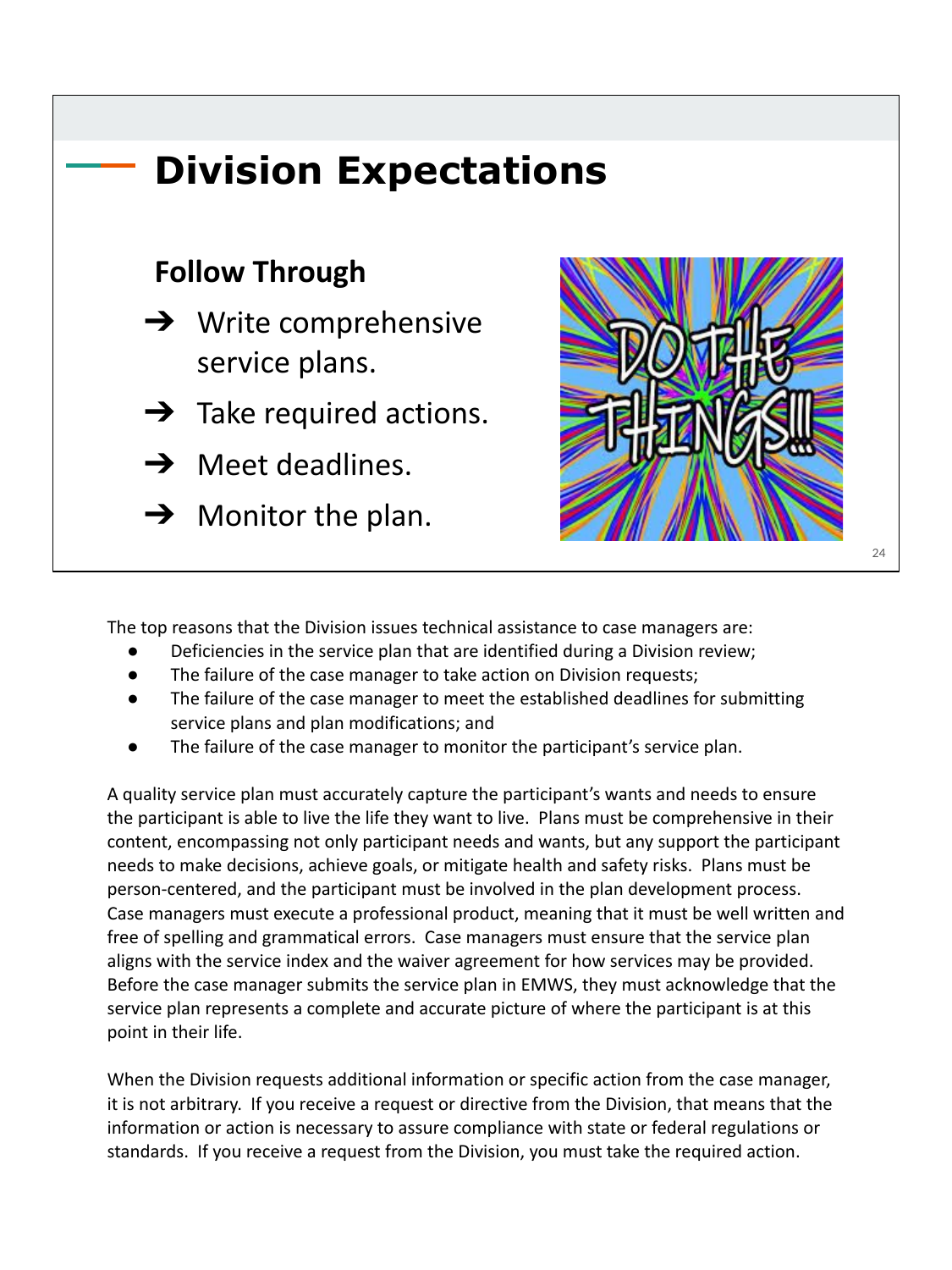# Division Expectations

## Follow Through

- ➔ Write comprehensive service plans.
- ➔ Take required actions.
- ➔ Meet deadlines.
- ➔ Monitor the plan.

DO THE THINGS!!!

The top reasons that the Division issues technical assistance to case managers are:

- Deficiencies in the service plan that are identified during a Division review;
- The failure of the case manager to take action on Division requests;
- The failure of the case manager to meet the established deadlines for submitting service plans and plan modifications; and
- The failure of the case manager to monitor the participant's service plan.

A quality service plan must accurately capture the participant's wants and needs to ensure the participant is able to live the life they want to live. Plans must be comprehensive in their content, encompassing not only participant needs and wants, but any support the participant needs to make decisions, achieve goals, or mitigate health and safety risks. Plans must be person-centered, and the participant must be involved in the plan development process. Case managers must execute a professional product, meaning that it must be well written and free of spelling and grammatical errors. Case managers must ensure that the service plan aligns with the service index and the waiver agreement for how services may be provided. Before the case manager submits the service plan in EMWS, they must acknowledge that the service plan represents a complete and accurate picture of where the participant is at this point in their life.

When the Division requests additional information or specific action from the case manager, it is not arbitrary. If you receive a request or directive from the Division, that means that the information or action is necessary to assure compliance with state or federal regulations or standards. If you receive a request from the Division, you must take the required action.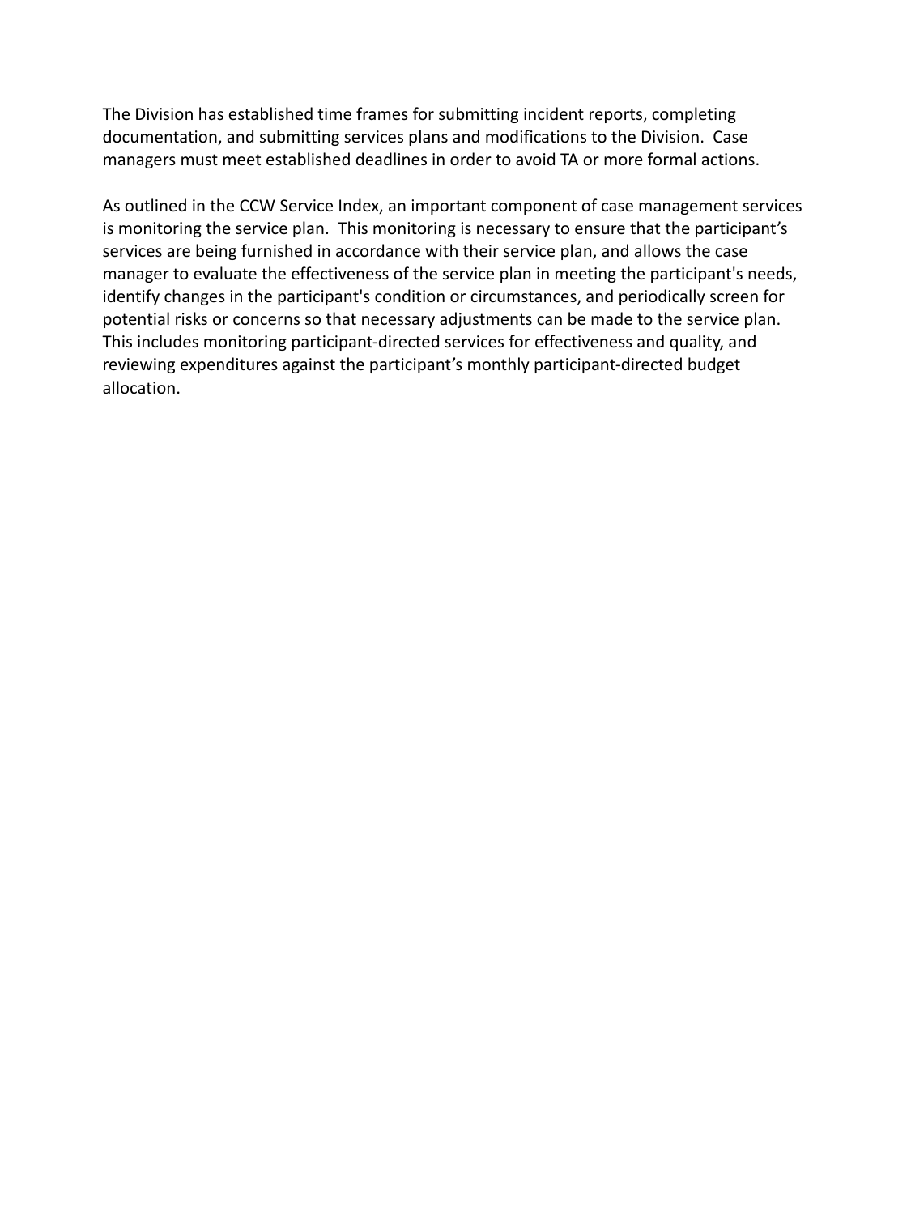The Division has established time frames for submitting incident reports, completing documentation, and submitting services plans and modifications to the Division.  Case managers must meet established deadlines in order to avoid TA or more formal actions.

As outlined in the CCW Service Index, an important component of case management services is monitoring the service plan.  This monitoring is necessary to ensure that the participant's services are being furnished in accordance with their service plan, and allows the case manager to evaluate the effectiveness of the service plan in meeting the participant's needs, identify changes in the participant's condition or circumstances, and periodically screen for potential risks or concerns so that necessary adjustments can be made to the service plan. This includes monitoring participant-directed services for effectiveness and quality, and reviewing expenditures against the participant's monthly participant-directed budget allocation.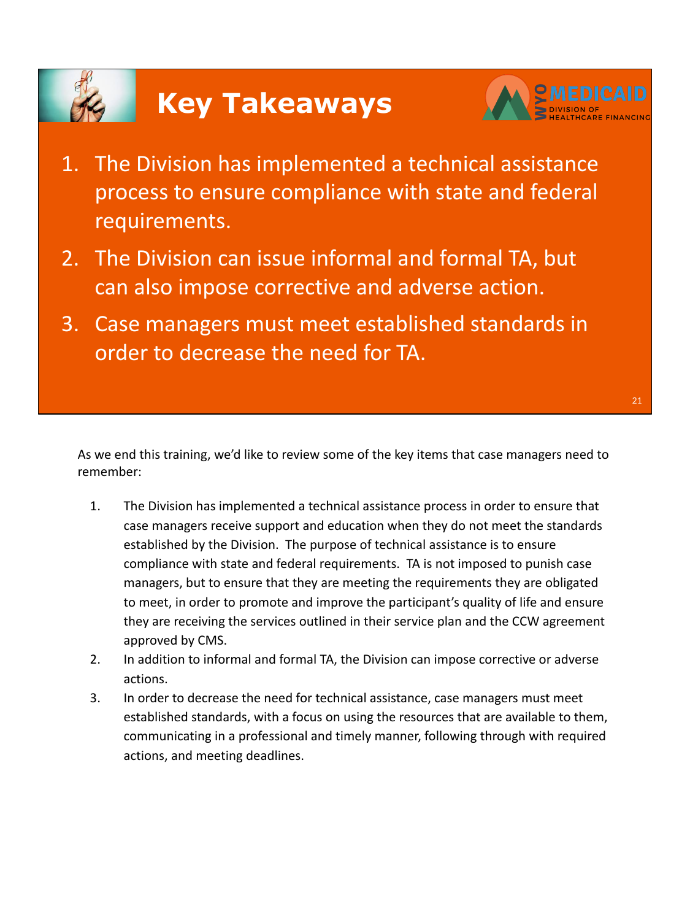# Key Takeaways

WYO MEDICAID DIVISION OF HEALTHCARE FINANCING

1. The Division has implemented a technical assistance process to ensure compliance with state and federal requirements.
2. The Division can issue informal and formal TA, but can also impose corrective and adverse action.
3. Case managers must meet established standards in order to decrease the need for TA.

As we end this training, we'd like to review some of the key items that case managers need to remember:

1. The Division has implemented a technical assistance process in order to ensure that case managers receive support and education when they do not meet the standards established by the Division. The purpose of technical assistance is to ensure compliance with state and federal requirements. TA is not imposed to punish case managers, but to ensure that they are meeting the requirements they are obligated to meet, in order to promote and improve the participant's quality of life and ensure they are receiving the services outlined in their service plan and the CCW agreement approved by CMS.
2. In addition to informal and formal TA, the Division can impose corrective or adverse actions.
3. In order to decrease the need for technical assistance, case managers must meet established standards, with a focus on using the resources that are available to them, communicating in a professional and timely manner, following through with required actions, and meeting deadlines.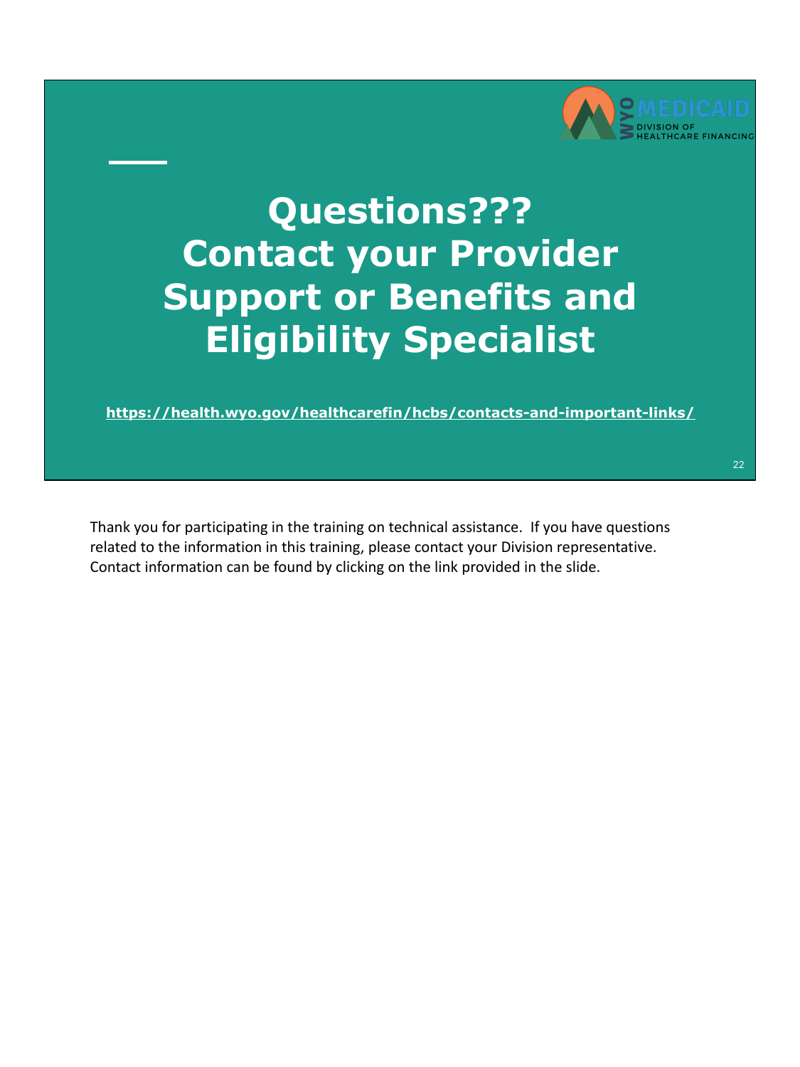# Questions??? Contact your Provider Support or Benefits and Eligibility Specialist

**https://health.wyo.gov/healthcarefin/hcbs/contacts-and-important-links/**

Thank you for participating in the training on technical assistance. If you have questions related to the information in this training, please contact your Division representative. Contact information can be found by clicking on the link provided in the slide.